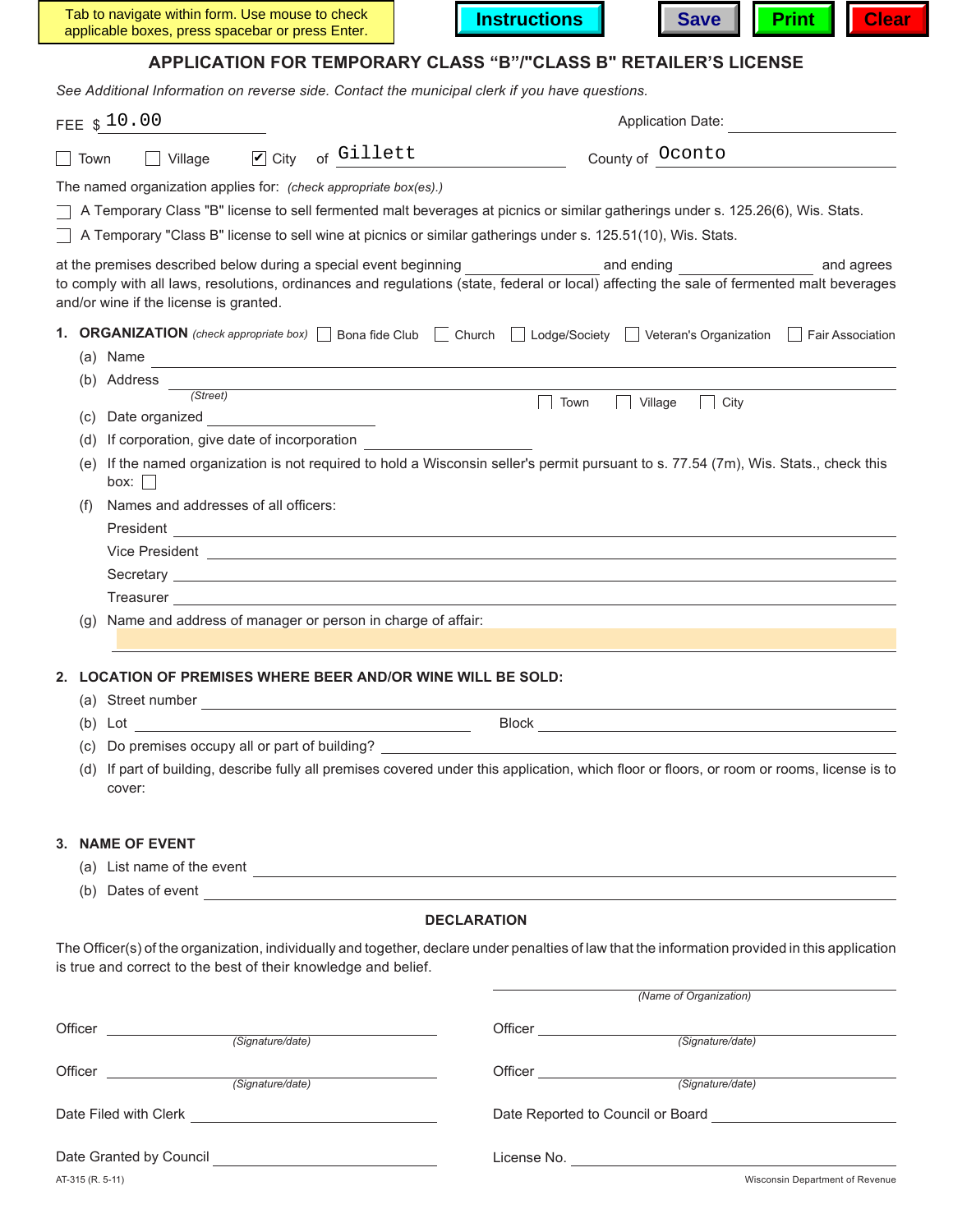Tab to navigate within form. Use mouse to check applicable boxes, press spacebar or press Enter.

Instructions | Save | Print | Clear

# APPLICATION FOR TEMPORARY CLASS "B"/"CLASS B" RETAILER'S LICENSE

*See Additional Information on reverse side. Contact the municipal clerk if you have questions.*

FEE $ 10.00 Application Date: ____________

☐ Town ☐ Village ☑ City of Gillett County of Oconto

The named organization applies for: *(check appropriate box(es).)*

☐ A Temporary Class "B" license to sell fermented malt beverages at picnics or similar gatherings under s. 125.26(6), Wis. Stats.

☐ A Temporary "Class B" license to sell wine at picnics or similar gatherings under s. 125.51(10), Wis. Stats.

at the premises described below during a special event beginning ____________ and ending ____________ and agrees to comply with all laws, resolutions, ordinances and regulations (state, federal or local) affecting the sale of fermented malt beverages and/or wine if the license is granted.

**1. ORGANIZATION** *(check appropriate box)* ☐ Bona fide Club ☐ Church ☐ Lodge/Society ☐ Veteran's Organization ☐ Fair Association

(a) Name ____________

(b) Address ____________ *(Street)* ☐ Town ☐ Village ☐ City

(c) Date organized ____________

(d) If corporation, give date of incorporation ____________

(e) If the named organization is not required to hold a Wisconsin seller's permit pursuant to s. 77.54 (7m), Wis. Stats., check this box: ☐

(f) Names and addresses of all officers:

President ____________

Vice President ____________

Secretary ____________

Treasurer ____________

(g) Name and address of manager or person in charge of affair:

____________

**2. LOCATION OF PREMISES WHERE BEER AND/OR WINE WILL BE SOLD:**

(a) Street number ____________

(b) Lot ____________ Block ____________

(c) Do premises occupy all or part of building? ____________

(d) If part of building, describe fully all premises covered under this application, which floor or floors, or room or rooms, license is to cover:

**3. NAME OF EVENT**

(a) List name of the event ____________

(b) Dates of event ____________

## DECLARATION

The Officer(s) of the organization, individually and together, declare under penalties of law that the information provided in this application is true and correct to the best of their knowledge and belief.

____________ *(Name of Organization)*

Officer ____________ *(Signature/date)*

Officer ____________ *(Signature/date)*

Officer ____________ *(Signature/date)*

Officer ____________ *(Signature/date)*

Date Filed with Clerk ____________

Date Reported to Council or Board ____________

Date Granted by Council ____________

License No. ____________

AT-315 (R. 5-11) Wisconsin Department of Revenue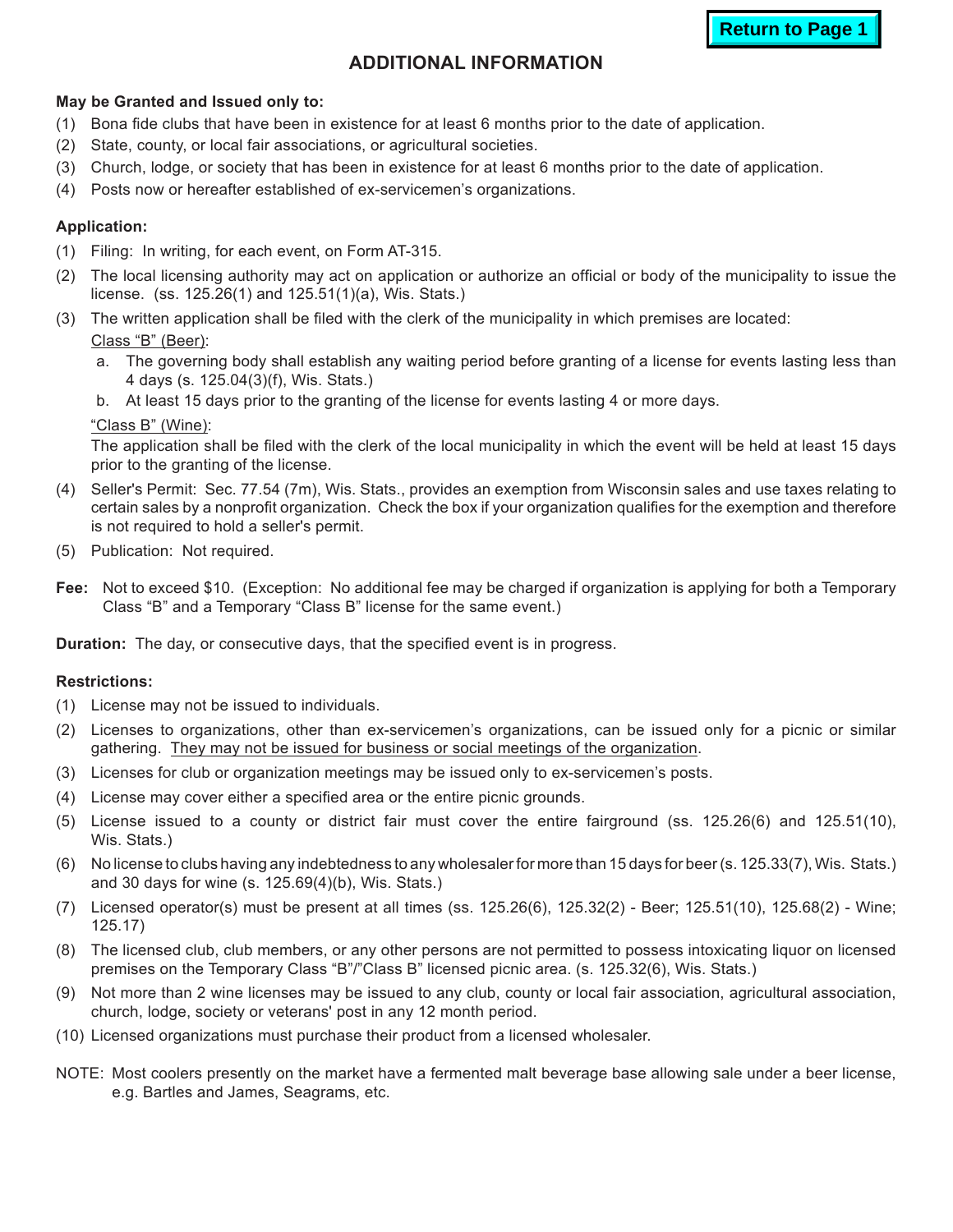Return to Page 1

## ADDITIONAL INFORMATION

**May be Granted and Issued only to:**

(1) Bona fide clubs that have been in existence for at least 6 months prior to the date of application.
(2) State, county, or local fair associations, or agricultural societies.
(3) Church, lodge, or society that has been in existence for at least 6 months prior to the date of application.
(4) Posts now or hereafter established of ex-servicemen's organizations.

**Application:**

(1) Filing: In writing, for each event, on Form AT-315.
(2) The local licensing authority may act on application or authorize an official or body of the municipality to issue the license. (ss. 125.26(1) and 125.51(1)(a), Wis. Stats.)
(3) The written application shall be filed with the clerk of the municipality in which premises are located:
   Class "B" (Beer):
   a. The governing body shall establish any waiting period before granting of a license for events lasting less than 4 days (s. 125.04(3)(f), Wis. Stats.)
   b. At least 15 days prior to the granting of the license for events lasting 4 or more days.

   "Class B" (Wine):
   The application shall be filed with the clerk of the local municipality in which the event will be held at least 15 days prior to the granting of the license.
(4) Seller's Permit: Sec. 77.54 (7m), Wis. Stats., provides an exemption from Wisconsin sales and use taxes relating to certain sales by a nonprofit organization. Check the box if your organization qualifies for the exemption and therefore is not required to hold a seller's permit.
(5) Publication: Not required.

**Fee:** Not to exceed $10. (Exception: No additional fee may be charged if organization is applying for both a Temporary Class "B" and a Temporary "Class B" license for the same event.)

**Duration:** The day, or consecutive days, that the specified event is in progress.

**Restrictions:**

(1) License may not be issued to individuals.
(2) Licenses to organizations, other than ex-servicemen's organizations, can be issued only for a picnic or similar gathering. They may not be issued for business or social meetings of the organization.
(3) Licenses for club or organization meetings may be issued only to ex-servicemen's posts.
(4) License may cover either a specified area or the entire picnic grounds.
(5) License issued to a county or district fair must cover the entire fairground (ss. 125.26(6) and 125.51(10), Wis. Stats.)
(6) No license to clubs having any indebtedness to any wholesaler for more than 15 days for beer (s. 125.33(7), Wis. Stats.) and 30 days for wine (s. 125.69(4)(b), Wis. Stats.)
(7) Licensed operator(s) must be present at all times (ss. 125.26(6), 125.32(2) - Beer; 125.51(10), 125.68(2) - Wine; 125.17)
(8) The licensed club, club members, or any other persons are not permitted to possess intoxicating liquor on licensed premises on the Temporary Class "B"/"Class B" licensed picnic area. (s. 125.32(6), Wis. Stats.)
(9) Not more than 2 wine licenses may be issued to any club, county or local fair association, agricultural association, church, lodge, society or veterans' post in any 12 month period.
(10) Licensed organizations must purchase their product from a licensed wholesaler.

NOTE: Most coolers presently on the market have a fermented malt beverage base allowing sale under a beer license, e.g. Bartles and James, Seagrams, etc.